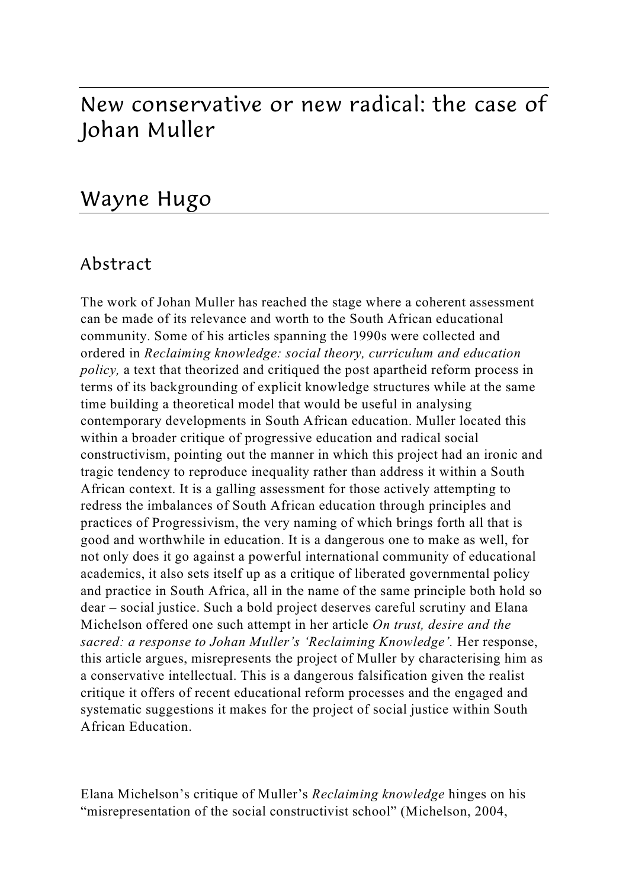# New conservative or new radical: the case of Johan Muller

## Wayne Hugo

### Abstract

The work of Johan Muller has reached the stage where a coherent assessment can be made of its relevance and worth to the South African educational community. Some of his articles spanning the 1990s were collected and ordered in *Reclaiming knowledge: social theory, curriculum and education policy,* a text that theorized and critiqued the post apartheid reform process in terms of its backgrounding of explicit knowledge structures while at the same time building a theoretical model that would be useful in analysing contemporary developments in South African education. Muller located this within a broader critique of progressive education and radical social constructivism, pointing out the manner in which this project had an ironic and tragic tendency to reproduce inequality rather than address it within a South African context. It is a galling assessment for those actively attempting to redress the imbalances of South African education through principles and practices of Progressivism, the very naming of which brings forth all that is good and worthwhile in education. It is a dangerous one to make as well, for not only does it go against a powerful international community of educational academics, it also sets itself up as a critique of liberated governmental policy and practice in South Africa, all in the name of the same principle both hold so dear – social justice. Such a bold project deserves careful scrutiny and Elana Michelson offered one such attempt in her article *On trust, desire and the sacred: a response to Johan Muller's 'Reclaiming Knowledge'.* Her response, this article argues, misrepresents the project of Muller by characterising him as a conservative intellectual. This is a dangerous falsification given the realist critique it offers of recent educational reform processes and the engaged and systematic suggestions it makes for the project of social justice within South African Education.

Elana Michelson's critique of Muller's *Reclaiming knowledge* hinges on his "misrepresentation of the social constructivist school" (Michelson, 2004,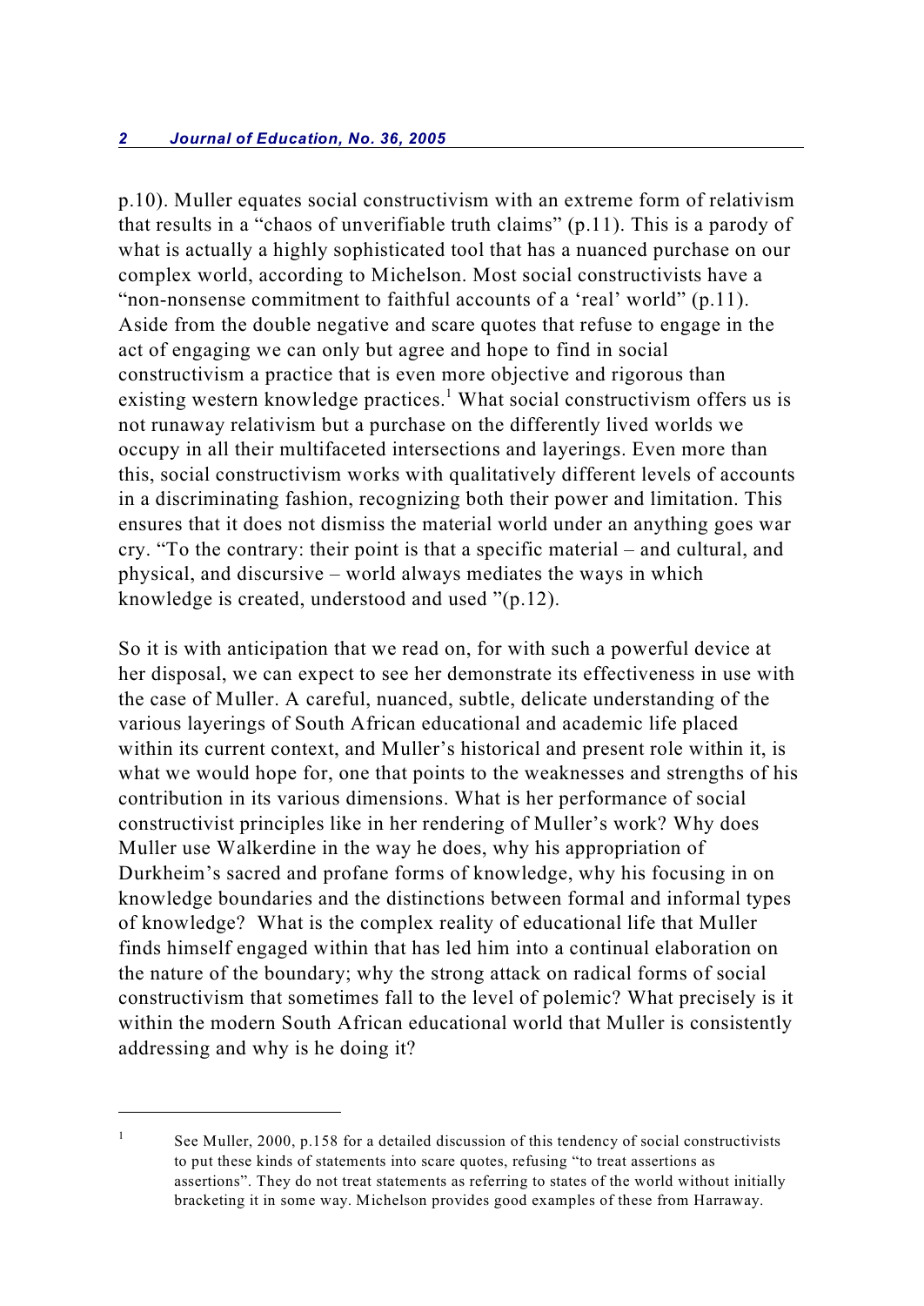p.10). Muller equates social constructivism with an extreme form of relativism that results in a "chaos of unverifiable truth claims" (p.11). This is a parody of what is actually a highly sophisticated tool that has a nuanced purchase on our complex world, according to Michelson. Most social constructivists have a "non-nonsense commitment to faithful accounts of a 'real' world" (p.11). Aside from the double negative and scare quotes that refuse to engage in the act of engaging we can only but agree and hope to find in social constructivism a practice that is even more objective and rigorous than existing western knowledge practices.[1] What social constructivism offers us is not runaway relativism but a purchase on the differently lived worlds we occupy in all their multifaceted intersections and layerings. Even more than this, social constructivism works with qualitatively different levels of accounts in a discriminating fashion, recognizing both their power and limitation. This ensures that it does not dismiss the material world under an anything goes war cry. "To the contrary: their point is that a specific material – and cultural, and physical, and discursive – world always mediates the ways in which knowledge is created, understood and used "(p.12).

So it is with anticipation that we read on, for with such a powerful device at her disposal, we can expect to see her demonstrate its effectiveness in use with the case of Muller. A careful, nuanced, subtle, delicate understanding of the various layerings of South African educational and academic life placed within its current context, and Muller's historical and present role within it, is what we would hope for, one that points to the weaknesses and strengths of his contribution in its various dimensions. What is her performance of social constructivist principles like in her rendering of Muller's work? Why does Muller use Walkerdine in the way he does, why his appropriation of Durkheim's sacred and profane forms of knowledge, why his focusing in on knowledge boundaries and the distinctions between formal and informal types of knowledge? What is the complex reality of educational life that Muller finds himself engaged within that has led him into a continual elaboration on the nature of the boundary; why the strong attack on radical forms of social constructivism that sometimes fall to the level of polemic? What precisely is it within the modern South African educational world that Muller is consistently addressing and why is he doing it?

---

[1] See Muller, 2000, p.158 for a detailed discussion of this tendency of social constructivists to put these kinds of statements into scare quotes, refusing "to treat assertions as assertions". They do not treat statements as referring to states of the world without initially bracketing it in some way. Michelson provides good examples of these from Harraway.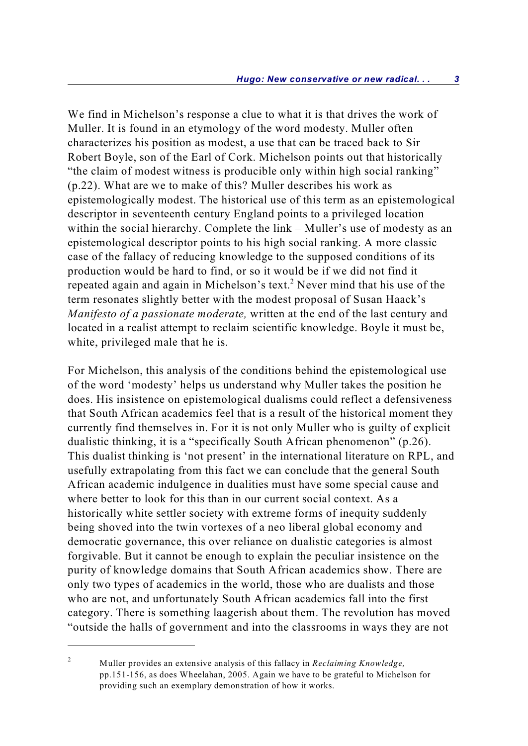We find in Michelson's response a clue to what it is that drives the work of Muller. It is found in an etymology of the word modesty. Muller often characterizes his position as modest, a use that can be traced back to Sir Robert Boyle, son of the Earl of Cork. Michelson points out that historically "the claim of modest witness is producible only within high social ranking" (p.22). What are we to make of this? Muller describes his work as epistemologically modest. The historical use of this term as an epistemological descriptor in seventeenth century England points to a privileged location within the social hierarchy. Complete the link – Muller's use of modesty as an epistemological descriptor points to his high social ranking. A more classic case of the fallacy of reducing knowledge to the supposed conditions of its production would be hard to find, or so it would be if we did not find it repeated again and again in Michelson's text.[2] Never mind that his use of the term resonates slightly better with the modest proposal of Susan Haack's *Manifesto of a passionate moderate,* written at the end of the last century and located in a realist attempt to reclaim scientific knowledge. Boyle it must be, white, privileged male that he is.

For Michelson, this analysis of the conditions behind the epistemological use of the word 'modesty' helps us understand why Muller takes the position he does. His insistence on epistemological dualisms could reflect a defensiveness that South African academics feel that is a result of the historical moment they currently find themselves in. For it is not only Muller who is guilty of explicit dualistic thinking, it is a "specifically South African phenomenon" (p.26). This dualist thinking is 'not present' in the international literature on RPL, and usefully extrapolating from this fact we can conclude that the general South African academic indulgence in dualities must have some special cause and where better to look for this than in our current social context. As a historically white settler society with extreme forms of inequity suddenly being shoved into the twin vortexes of a neo liberal global economy and democratic governance, this over reliance on dualistic categories is almost forgivable. But it cannot be enough to explain the peculiar insistence on the purity of knowledge domains that South African academics show. There are only two types of academics in the world, those who are dualists and those who are not, and unfortunately South African academics fall into the first category. There is something laagerish about them. The revolution has moved "outside the halls of government and into the classrooms in ways they are not

---

[2] Muller provides an extensive analysis of this fallacy in *Reclaiming Knowledge,* pp.151-156, as does Wheelahan, 2005. Again we have to be grateful to Michelson for providing such an exemplary demonstration of how it works.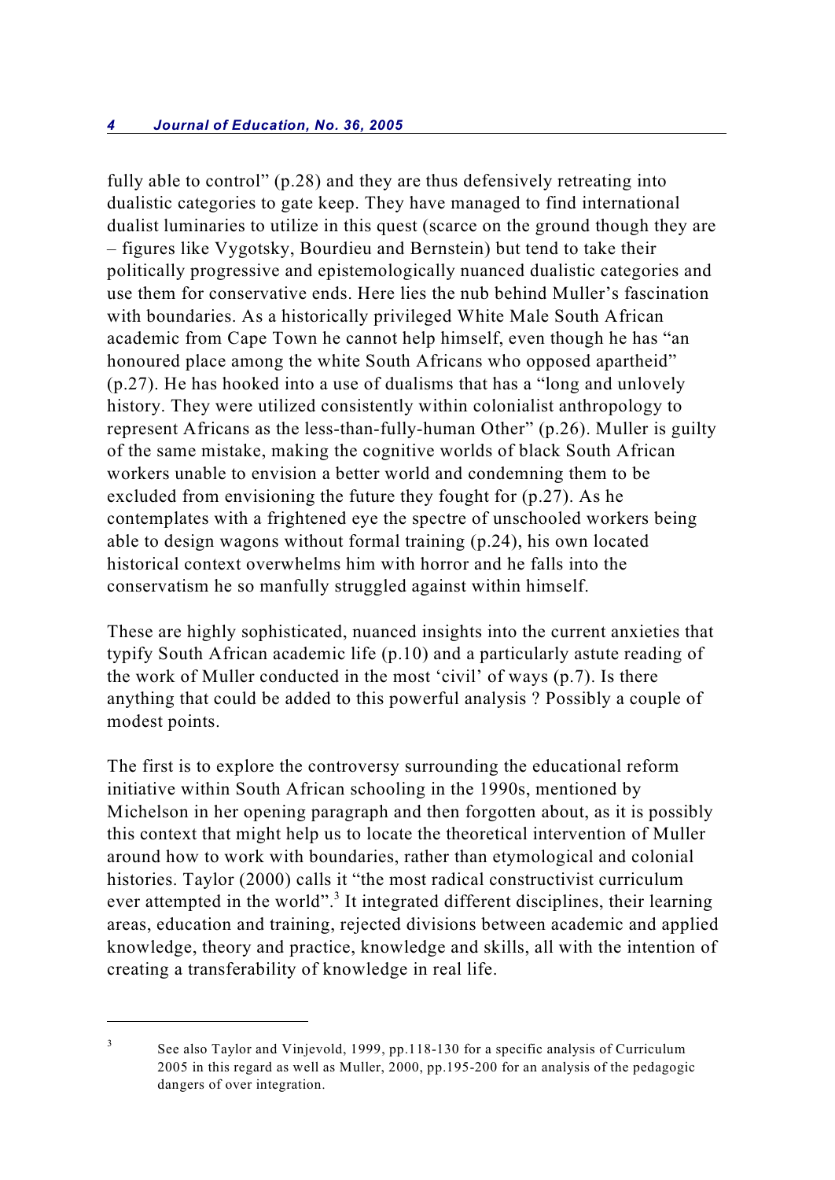fully able to control" (p.28) and they are thus defensively retreating into dualistic categories to gate keep. They have managed to find international dualist luminaries to utilize in this quest (scarce on the ground though they are – figures like Vygotsky, Bourdieu and Bernstein) but tend to take their politically progressive and epistemologically nuanced dualistic categories and use them for conservative ends. Here lies the nub behind Muller's fascination with boundaries. As a historically privileged White Male South African academic from Cape Town he cannot help himself, even though he has "an honoured place among the white South Africans who opposed apartheid" (p.27). He has hooked into a use of dualisms that has a "long and unlovely history. They were utilized consistently within colonialist anthropology to represent Africans as the less-than-fully-human Other" (p.26). Muller is guilty of the same mistake, making the cognitive worlds of black South African workers unable to envision a better world and condemning them to be excluded from envisioning the future they fought for (p.27). As he contemplates with a frightened eye the spectre of unschooled workers being able to design wagons without formal training (p.24), his own located historical context overwhelms him with horror and he falls into the conservatism he so manfully struggled against within himself.

These are highly sophisticated, nuanced insights into the current anxieties that typify South African academic life (p.10) and a particularly astute reading of the work of Muller conducted in the most 'civil' of ways (p.7). Is there anything that could be added to this powerful analysis ? Possibly a couple of modest points.

The first is to explore the controversy surrounding the educational reform initiative within South African schooling in the 1990s, mentioned by Michelson in her opening paragraph and then forgotten about, as it is possibly this context that might help us to locate the theoretical intervention of Muller around how to work with boundaries, rather than etymological and colonial histories. Taylor (2000) calls it "the most radical constructivist curriculum ever attempted in the world".[3] It integrated different disciplines, their learning areas, education and training, rejected divisions between academic and applied knowledge, theory and practice, knowledge and skills, all with the intention of creating a transferability of knowledge in real life.

[3] See also Taylor and Vinjevold, 1999, pp.118-130 for a specific analysis of Curriculum 2005 in this regard as well as Muller, 2000, pp.195-200 for an analysis of the pedagogic dangers of over integration.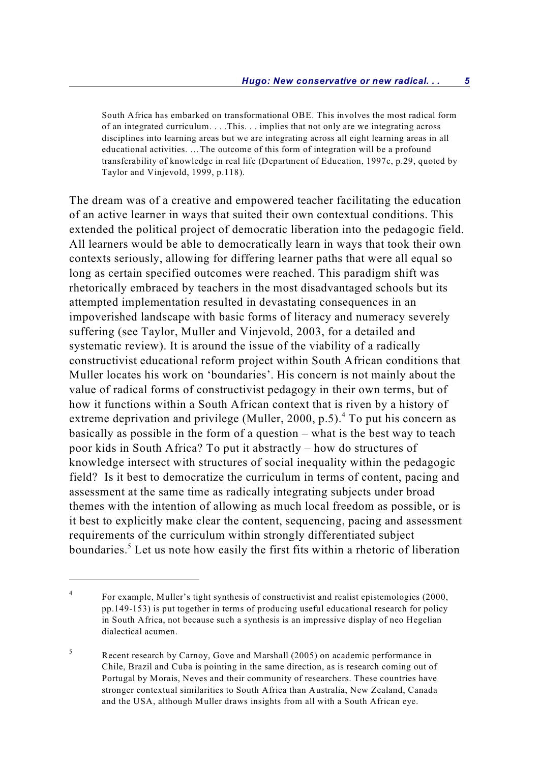> South Africa has embarked on transformational OBE. This involves the most radical form of an integrated curriculum. . . .This. . . implies that not only are we integrating across disciplines into learning areas but we are integrating across all eight learning areas in all educational activities. …The outcome of this form of integration will be a profound transferability of knowledge in real life (Department of Education, 1997c, p.29, quoted by Taylor and Vinjevold, 1999, p.118).

The dream was of a creative and empowered teacher facilitating the education of an active learner in ways that suited their own contextual conditions. This extended the political project of democratic liberation into the pedagogic field. All learners would be able to democratically learn in ways that took their own contexts seriously, allowing for differing learner paths that were all equal so long as certain specified outcomes were reached. This paradigm shift was rhetorically embraced by teachers in the most disadvantaged schools but its attempted implementation resulted in devastating consequences in an impoverished landscape with basic forms of literacy and numeracy severely suffering (see Taylor, Muller and Vinjevold, 2003, for a detailed and systematic review). It is around the issue of the viability of a radically constructivist educational reform project within South African conditions that Muller locates his work on 'boundaries'. His concern is not mainly about the value of radical forms of constructivist pedagogy in their own terms, but of how it functions within a South African context that is riven by a history of extreme deprivation and privilege (Muller, 2000, p.5).[4] To put his concern as basically as possible in the form of a question – what is the best way to teach poor kids in South Africa? To put it abstractly – how do structures of knowledge intersect with structures of social inequality within the pedagogic field? Is it best to democratize the curriculum in terms of content, pacing and assessment at the same time as radically integrating subjects under broad themes with the intention of allowing as much local freedom as possible, or is it best to explicitly make clear the content, sequencing, pacing and assessment requirements of the curriculum within strongly differentiated subject boundaries.[5] Let us note how easily the first fits within a rhetoric of liberation

---

[4] For example, Muller's tight synthesis of constructivist and realist epistemologies (2000, pp.149-153) is put together in terms of producing useful educational research for policy in South Africa, not because such a synthesis is an impressive display of neo Hegelian dialectical acumen.

[5] Recent research by Carnoy, Gove and Marshall (2005) on academic performance in Chile, Brazil and Cuba is pointing in the same direction, as is research coming out of Portugal by Morais, Neves and their community of researchers. These countries have stronger contextual similarities to South Africa than Australia, New Zealand, Canada and the USA, although Muller draws insights from all with a South African eye.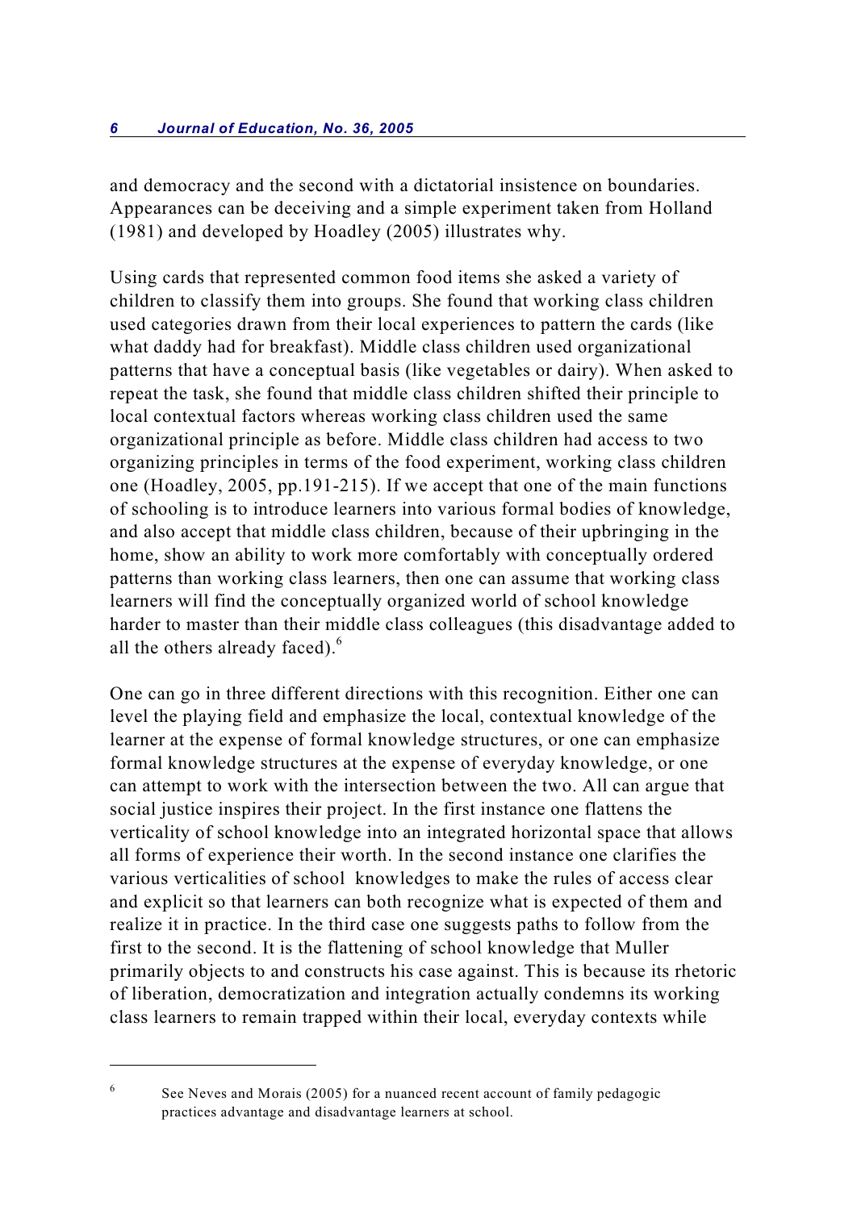and democracy and the second with a dictatorial insistence on boundaries. Appearances can be deceiving and a simple experiment taken from Holland (1981) and developed by Hoadley (2005) illustrates why.

Using cards that represented common food items she asked a variety of children to classify them into groups. She found that working class children used categories drawn from their local experiences to pattern the cards (like what daddy had for breakfast). Middle class children used organizational patterns that have a conceptual basis (like vegetables or dairy). When asked to repeat the task, she found that middle class children shifted their principle to local contextual factors whereas working class children used the same organizational principle as before. Middle class children had access to two organizing principles in terms of the food experiment, working class children one (Hoadley, 2005, pp.191-215). If we accept that one of the main functions of schooling is to introduce learners into various formal bodies of knowledge, and also accept that middle class children, because of their upbringing in the home, show an ability to work more comfortably with conceptually ordered patterns than working class learners, then one can assume that working class learners will find the conceptually organized world of school knowledge harder to master than their middle class colleagues (this disadvantage added to all the others already faced).[6]

One can go in three different directions with this recognition. Either one can level the playing field and emphasize the local, contextual knowledge of the learner at the expense of formal knowledge structures, or one can emphasize formal knowledge structures at the expense of everyday knowledge, or one can attempt to work with the intersection between the two. All can argue that social justice inspires their project. In the first instance one flattens the verticality of school knowledge into an integrated horizontal space that allows all forms of experience their worth. In the second instance one clarifies the various verticalities of school knowledges to make the rules of access clear and explicit so that learners can both recognize what is expected of them and realize it in practice. In the third case one suggests paths to follow from the first to the second. It is the flattening of school knowledge that Muller primarily objects to and constructs his case against. This is because its rhetoric of liberation, democratization and integration actually condemns its working class learners to remain trapped within their local, everyday contexts while

[6] See Neves and Morais (2005) for a nuanced recent account of family pedagogic practices advantage and disadvantage learners at school.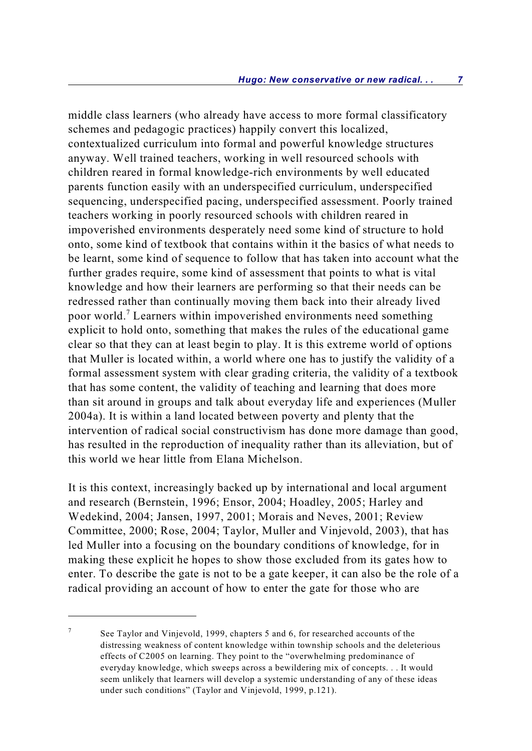middle class learners (who already have access to more formal classificatory schemes and pedagogic practices) happily convert this localized, contextualized curriculum into formal and powerful knowledge structures anyway. Well trained teachers, working in well resourced schools with children reared in formal knowledge-rich environments by well educated parents function easily with an underspecified curriculum, underspecified sequencing, underspecified pacing, underspecified assessment. Poorly trained teachers working in poorly resourced schools with children reared in impoverished environments desperately need some kind of structure to hold onto, some kind of textbook that contains within it the basics of what needs to be learnt, some kind of sequence to follow that has taken into account what the further grades require, some kind of assessment that points to what is vital knowledge and how their learners are performing so that their needs can be redressed rather than continually moving them back into their already lived poor world.[7] Learners within impoverished environments need something explicit to hold onto, something that makes the rules of the educational game clear so that they can at least begin to play. It is this extreme world of options that Muller is located within, a world where one has to justify the validity of a formal assessment system with clear grading criteria, the validity of a textbook that has some content, the validity of teaching and learning that does more than sit around in groups and talk about everyday life and experiences (Muller 2004a). It is within a land located between poverty and plenty that the intervention of radical social constructivism has done more damage than good, has resulted in the reproduction of inequality rather than its alleviation, but of this world we hear little from Elana Michelson.

It is this context, increasingly backed up by international and local argument and research (Bernstein, 1996; Ensor, 2004; Hoadley, 2005; Harley and Wedekind, 2004; Jansen, 1997, 2001; Morais and Neves, 2001; Review Committee, 2000; Rose, 2004; Taylor, Muller and Vinjevold, 2003), that has led Muller into a focusing on the boundary conditions of knowledge, for in making these explicit he hopes to show those excluded from its gates how to enter. To describe the gate is not to be a gate keeper, it can also be the role of a radical providing an account of how to enter the gate for those who are

---

[7] See Taylor and Vinjevold, 1999, chapters 5 and 6, for researched accounts of the distressing weakness of content knowledge within township schools and the deleterious effects of C2005 on learning. They point to the "overwhelming predominance of everyday knowledge, which sweeps across a bewildering mix of concepts. . . It would seem unlikely that learners will develop a systemic understanding of any of these ideas under such conditions" (Taylor and Vinjevold, 1999, p.121).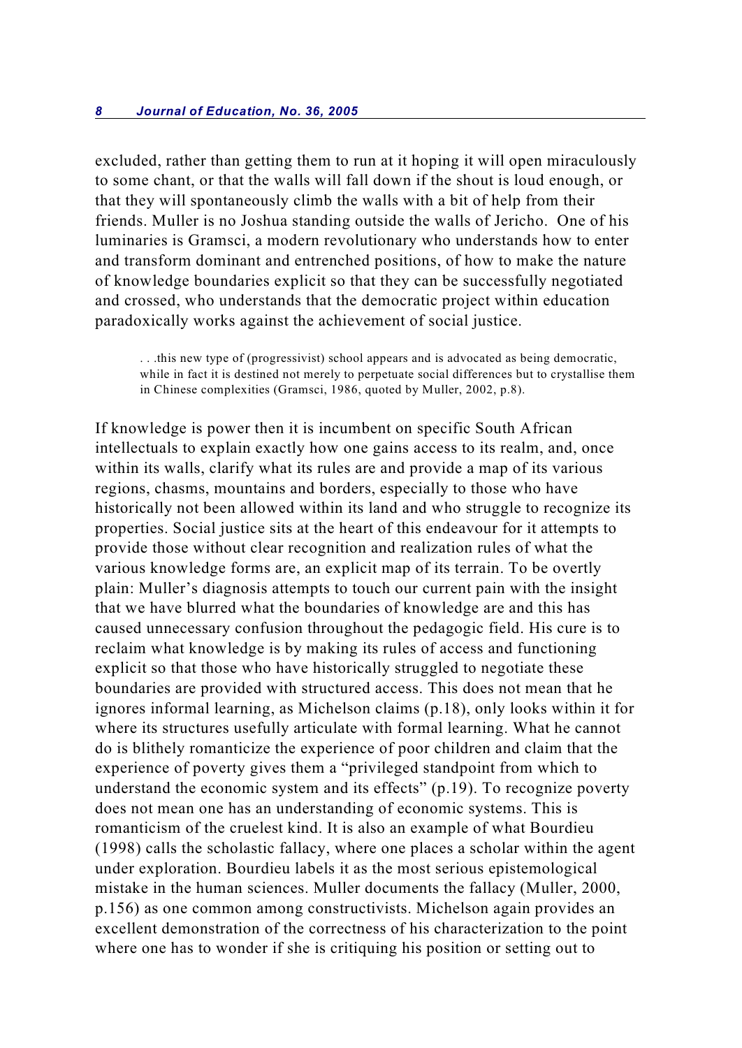excluded, rather than getting them to run at it hoping it will open miraculously to some chant, or that the walls will fall down if the shout is loud enough, or that they will spontaneously climb the walls with a bit of help from their friends. Muller is no Joshua standing outside the walls of Jericho. One of his luminaries is Gramsci, a modern revolutionary who understands how to enter and transform dominant and entrenched positions, of how to make the nature of knowledge boundaries explicit so that they can be successfully negotiated and crossed, who understands that the democratic project within education paradoxically works against the achievement of social justice.

> . . .this new type of (progressivist) school appears and is advocated as being democratic, while in fact it is destined not merely to perpetuate social differences but to crystallise them in Chinese complexities (Gramsci, 1986, quoted by Muller, 2002, p.8).

If knowledge is power then it is incumbent on specific South African intellectuals to explain exactly how one gains access to its realm, and, once within its walls, clarify what its rules are and provide a map of its various regions, chasms, mountains and borders, especially to those who have historically not been allowed within its land and who struggle to recognize its properties. Social justice sits at the heart of this endeavour for it attempts to provide those without clear recognition and realization rules of what the various knowledge forms are, an explicit map of its terrain. To be overtly plain: Muller's diagnosis attempts to touch our current pain with the insight that we have blurred what the boundaries of knowledge are and this has caused unnecessary confusion throughout the pedagogic field. His cure is to reclaim what knowledge is by making its rules of access and functioning explicit so that those who have historically struggled to negotiate these boundaries are provided with structured access. This does not mean that he ignores informal learning, as Michelson claims (p.18), only looks within it for where its structures usefully articulate with formal learning. What he cannot do is blithely romanticize the experience of poor children and claim that the experience of poverty gives them a "privileged standpoint from which to understand the economic system and its effects" (p.19). To recognize poverty does not mean one has an understanding of economic systems. This is romanticism of the cruelest kind. It is also an example of what Bourdieu (1998) calls the scholastic fallacy, where one places a scholar within the agent under exploration. Bourdieu labels it as the most serious epistemological mistake in the human sciences. Muller documents the fallacy (Muller, 2000, p.156) as one common among constructivists. Michelson again provides an excellent demonstration of the correctness of his characterization to the point where one has to wonder if she is critiquing his position or setting out to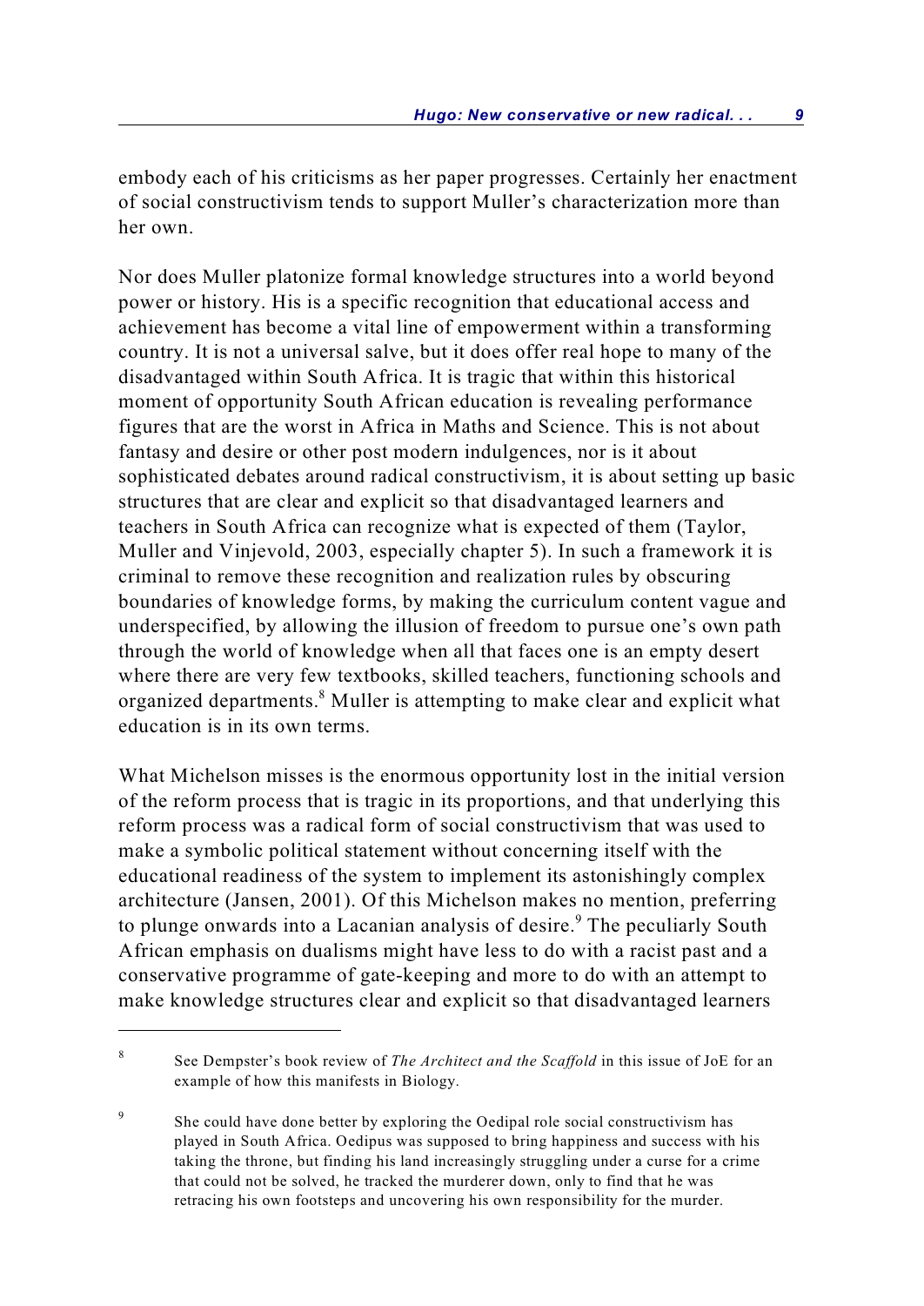embody each of his criticisms as her paper progresses. Certainly her enactment of social constructivism tends to support Muller's characterization more than her own.

Nor does Muller platonize formal knowledge structures into a world beyond power or history. His is a specific recognition that educational access and achievement has become a vital line of empowerment within a transforming country. It is not a universal salve, but it does offer real hope to many of the disadvantaged within South Africa. It is tragic that within this historical moment of opportunity South African education is revealing performance figures that are the worst in Africa in Maths and Science. This is not about fantasy and desire or other post modern indulgences, nor is it about sophisticated debates around radical constructivism, it is about setting up basic structures that are clear and explicit so that disadvantaged learners and teachers in South Africa can recognize what is expected of them (Taylor, Muller and Vinjevold, 2003, especially chapter 5). In such a framework it is criminal to remove these recognition and realization rules by obscuring boundaries of knowledge forms, by making the curriculum content vague and underspecified, by allowing the illusion of freedom to pursue one's own path through the world of knowledge when all that faces one is an empty desert where there are very few textbooks, skilled teachers, functioning schools and organized departments.[8] Muller is attempting to make clear and explicit what education is in its own terms.

What Michelson misses is the enormous opportunity lost in the initial version of the reform process that is tragic in its proportions, and that underlying this reform process was a radical form of social constructivism that was used to make a symbolic political statement without concerning itself with the educational readiness of the system to implement its astonishingly complex architecture (Jansen, 2001). Of this Michelson makes no mention, preferring to plunge onwards into a Lacanian analysis of desire.[9] The peculiarly South African emphasis on dualisms might have less to do with a racist past and a conservative programme of gate-keeping and more to do with an attempt to make knowledge structures clear and explicit so that disadvantaged learners

---

[8] See Dempster's book review of *The Architect and the Scaffold* in this issue of JoE for an example of how this manifests in Biology.

[9] She could have done better by exploring the Oedipal role social constructivism has played in South Africa. Oedipus was supposed to bring happiness and success with his taking the throne, but finding his land increasingly struggling under a curse for a crime that could not be solved, he tracked the murderer down, only to find that he was retracing his own footsteps and uncovering his own responsibility for the murder.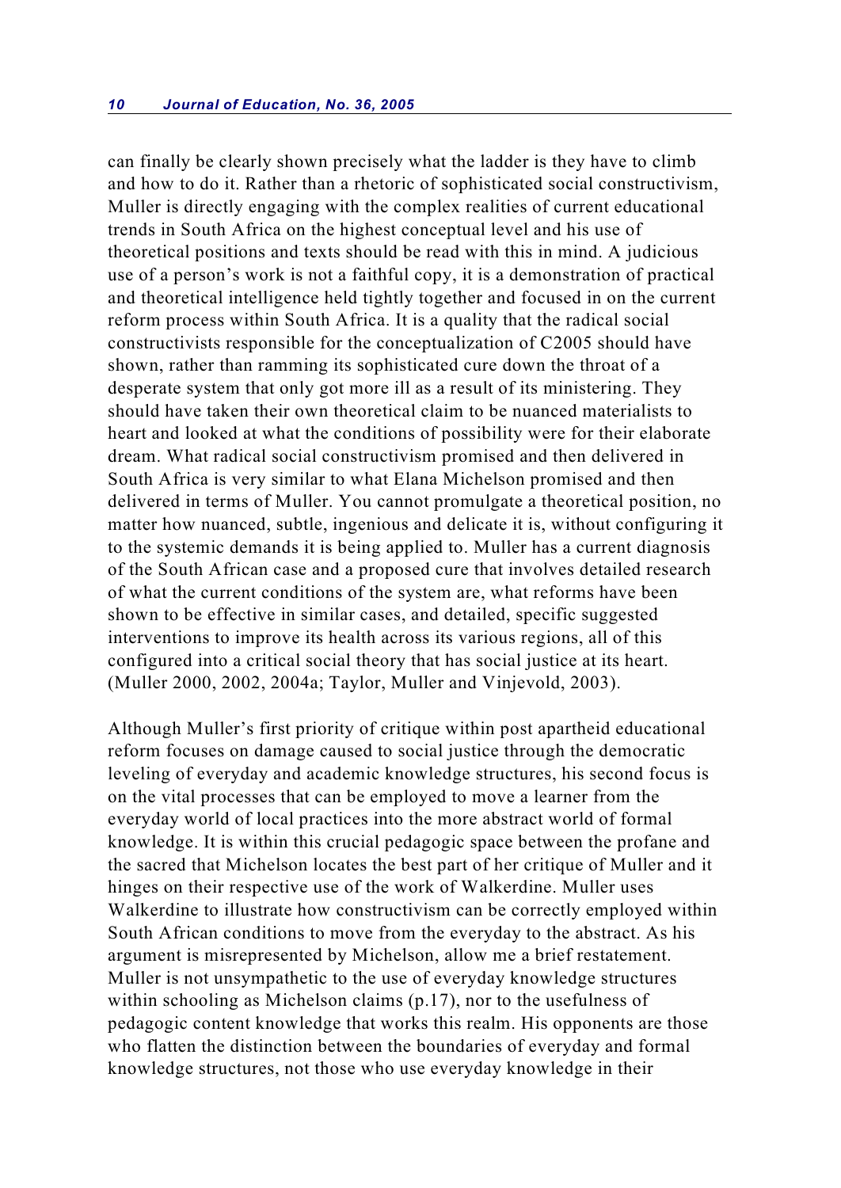can finally be clearly shown precisely what the ladder is they have to climb and how to do it. Rather than a rhetoric of sophisticated social constructivism, Muller is directly engaging with the complex realities of current educational trends in South Africa on the highest conceptual level and his use of theoretical positions and texts should be read with this in mind. A judicious use of a person's work is not a faithful copy, it is a demonstration of practical and theoretical intelligence held tightly together and focused in on the current reform process within South Africa. It is a quality that the radical social constructivists responsible for the conceptualization of C2005 should have shown, rather than ramming its sophisticated cure down the throat of a desperate system that only got more ill as a result of its ministering. They should have taken their own theoretical claim to be nuanced materialists to heart and looked at what the conditions of possibility were for their elaborate dream. What radical social constructivism promised and then delivered in South Africa is very similar to what Elana Michelson promised and then delivered in terms of Muller. You cannot promulgate a theoretical position, no matter how nuanced, subtle, ingenious and delicate it is, without configuring it to the systemic demands it is being applied to. Muller has a current diagnosis of the South African case and a proposed cure that involves detailed research of what the current conditions of the system are, what reforms have been shown to be effective in similar cases, and detailed, specific suggested interventions to improve its health across its various regions, all of this configured into a critical social theory that has social justice at its heart. (Muller 2000, 2002, 2004a; Taylor, Muller and Vinjevold, 2003).

Although Muller's first priority of critique within post apartheid educational reform focuses on damage caused to social justice through the democratic leveling of everyday and academic knowledge structures, his second focus is on the vital processes that can be employed to move a learner from the everyday world of local practices into the more abstract world of formal knowledge. It is within this crucial pedagogic space between the profane and the sacred that Michelson locates the best part of her critique of Muller and it hinges on their respective use of the work of Walkerdine. Muller uses Walkerdine to illustrate how constructivism can be correctly employed within South African conditions to move from the everyday to the abstract. As his argument is misrepresented by Michelson, allow me a brief restatement. Muller is not unsympathetic to the use of everyday knowledge structures within schooling as Michelson claims (p.17), nor to the usefulness of pedagogic content knowledge that works this realm. His opponents are those who flatten the distinction between the boundaries of everyday and formal knowledge structures, not those who use everyday knowledge in their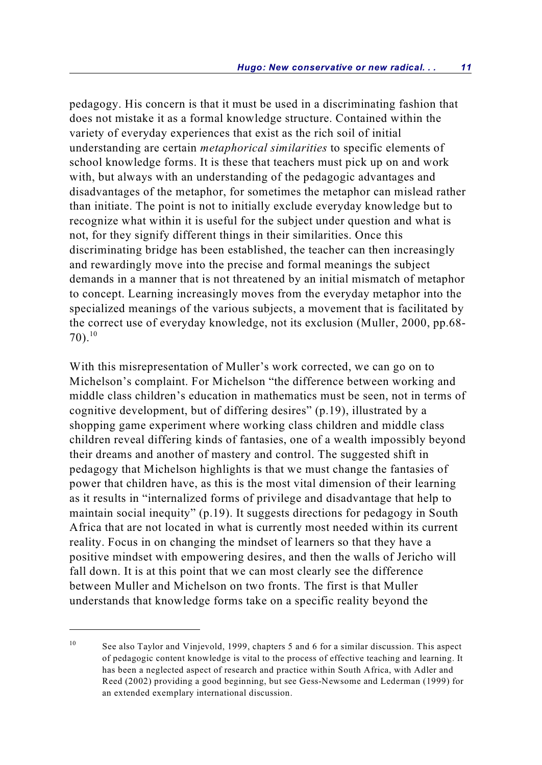pedagogy. His concern is that it must be used in a discriminating fashion that does not mistake it as a formal knowledge structure. Contained within the variety of everyday experiences that exist as the rich soil of initial understanding are certain *metaphorical similarities* to specific elements of school knowledge forms. It is these that teachers must pick up on and work with, but always with an understanding of the pedagogic advantages and disadvantages of the metaphor, for sometimes the metaphor can mislead rather than initiate. The point is not to initially exclude everyday knowledge but to recognize what within it is useful for the subject under question and what is not, for they signify different things in their similarities. Once this discriminating bridge has been established, the teacher can then increasingly and rewardingly move into the precise and formal meanings the subject demands in a manner that is not threatened by an initial mismatch of metaphor to concept. Learning increasingly moves from the everyday metaphor into the specialized meanings of the various subjects, a movement that is facilitated by the correct use of everyday knowledge, not its exclusion (Muller, 2000, pp.68-70).[10]

With this misrepresentation of Muller's work corrected, we can go on to Michelson's complaint. For Michelson "the difference between working and middle class children's education in mathematics must be seen, not in terms of cognitive development, but of differing desires" (p.19), illustrated by a shopping game experiment where working class children and middle class children reveal differing kinds of fantasies, one of a wealth impossibly beyond their dreams and another of mastery and control. The suggested shift in pedagogy that Michelson highlights is that we must change the fantasies of power that children have, as this is the most vital dimension of their learning as it results in "internalized forms of privilege and disadvantage that help to maintain social inequity" (p.19). It suggests directions for pedagogy in South Africa that are not located in what is currently most needed within its current reality. Focus in on changing the mindset of learners so that they have a positive mindset with empowering desires, and then the walls of Jericho will fall down. It is at this point that we can most clearly see the difference between Muller and Michelson on two fronts. The first is that Muller understands that knowledge forms take on a specific reality beyond the

---

[10] See also Taylor and Vinjevold, 1999, chapters 5 and 6 for a similar discussion. This aspect of pedagogic content knowledge is vital to the process of effective teaching and learning. It has been a neglected aspect of research and practice within South Africa, with Adler and Reed (2002) providing a good beginning, but see Gess-Newsome and Lederman (1999) for an extended exemplary international discussion.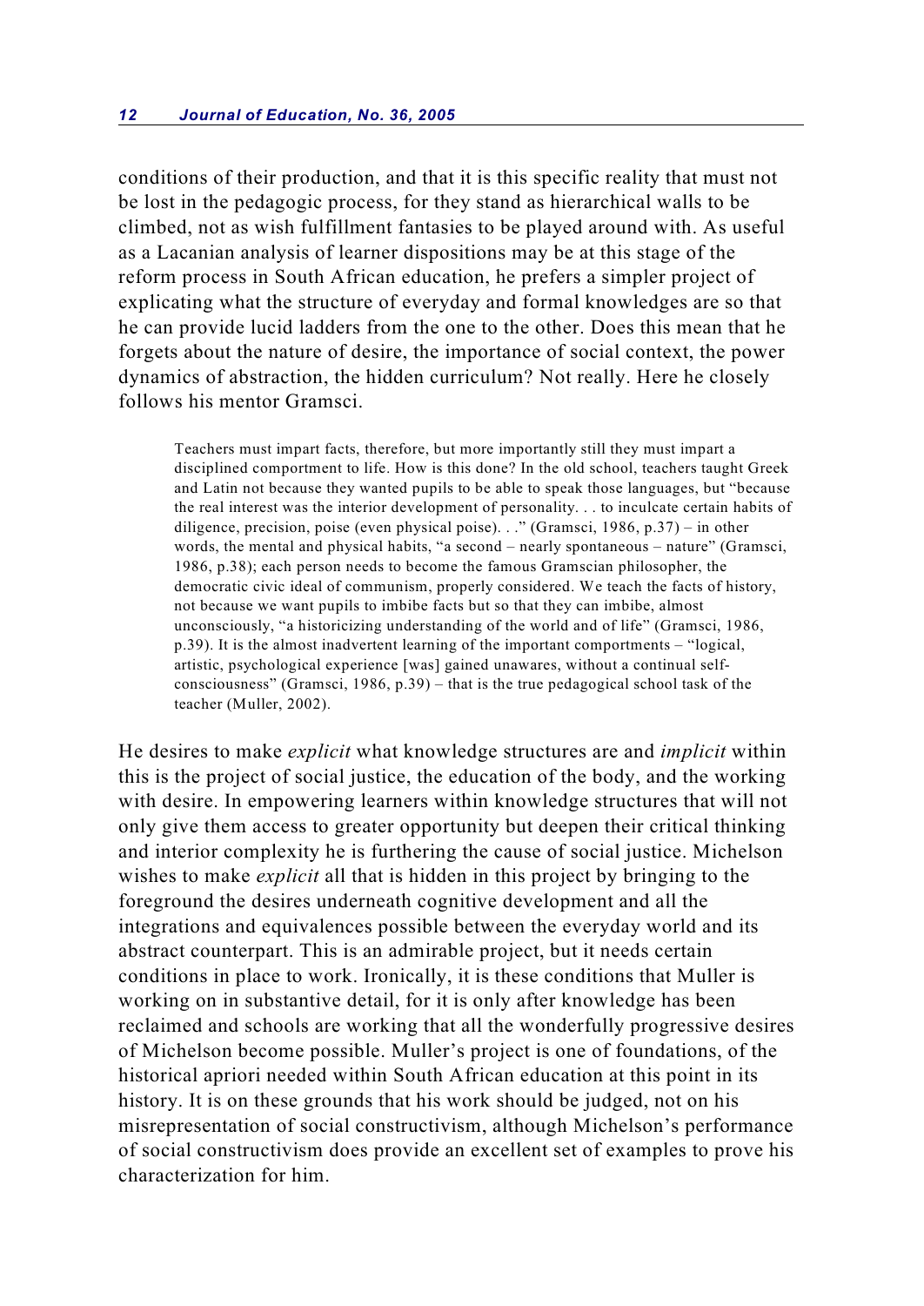conditions of their production, and that it is this specific reality that must not be lost in the pedagogic process, for they stand as hierarchical walls to be climbed, not as wish fulfillment fantasies to be played around with. As useful as a Lacanian analysis of learner dispositions may be at this stage of the reform process in South African education, he prefers a simpler project of explicating what the structure of everyday and formal knowledges are so that he can provide lucid ladders from the one to the other. Does this mean that he forgets about the nature of desire, the importance of social context, the power dynamics of abstraction, the hidden curriculum? Not really. Here he closely follows his mentor Gramsci.

> Teachers must impart facts, therefore, but more importantly still they must impart a disciplined comportment to life. How is this done? In the old school, teachers taught Greek and Latin not because they wanted pupils to be able to speak those languages, but "because the real interest was the interior development of personality. . . to inculcate certain habits of diligence, precision, poise (even physical poise). . ." (Gramsci, 1986, p.37) – in other words, the mental and physical habits, "a second – nearly spontaneous – nature" (Gramsci, 1986, p.38); each person needs to become the famous Gramscian philosopher, the democratic civic ideal of communism, properly considered. We teach the facts of history, not because we want pupils to imbibe facts but so that they can imbibe, almost unconsciously, "a historicizing understanding of the world and of life" (Gramsci, 1986, p.39). It is the almost inadvertent learning of the important comportments – "logical, artistic, psychological experience [was] gained unawares, without a continual self-consciousness" (Gramsci, 1986, p.39) – that is the true pedagogical school task of the teacher (Muller, 2002).

He desires to make *explicit* what knowledge structures are and *implicit* within this is the project of social justice, the education of the body, and the working with desire. In empowering learners within knowledge structures that will not only give them access to greater opportunity but deepen their critical thinking and interior complexity he is furthering the cause of social justice. Michelson wishes to make *explicit* all that is hidden in this project by bringing to the foreground the desires underneath cognitive development and all the integrations and equivalences possible between the everyday world and its abstract counterpart. This is an admirable project, but it needs certain conditions in place to work. Ironically, it is these conditions that Muller is working on in substantive detail, for it is only after knowledge has been reclaimed and schools are working that all the wonderfully progressive desires of Michelson become possible. Muller's project is one of foundations, of the historical apriori needed within South African education at this point in its history. It is on these grounds that his work should be judged, not on his misrepresentation of social constructivism, although Michelson's performance of social constructivism does provide an excellent set of examples to prove his characterization for him.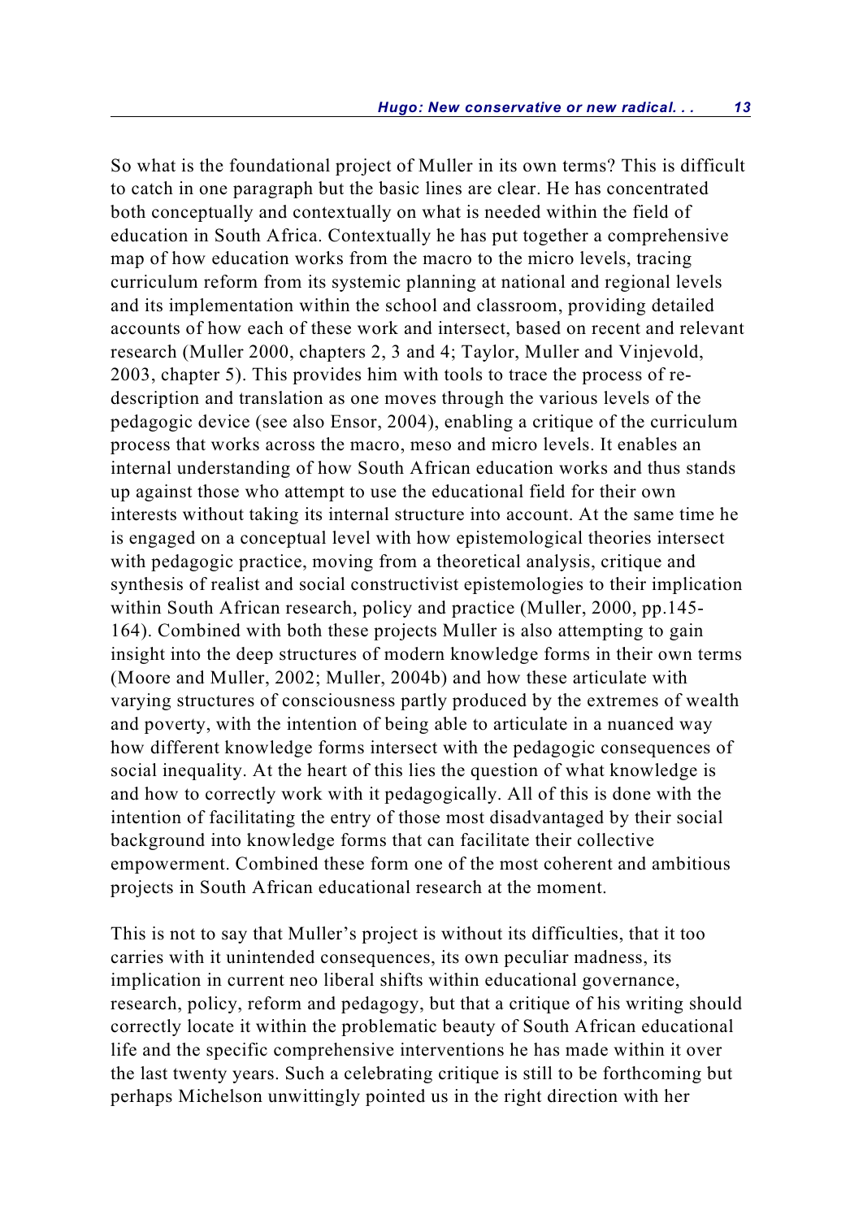So what is the foundational project of Muller in its own terms? This is difficult to catch in one paragraph but the basic lines are clear. He has concentrated both conceptually and contextually on what is needed within the field of education in South Africa. Contextually he has put together a comprehensive map of how education works from the macro to the micro levels, tracing curriculum reform from its systemic planning at national and regional levels and its implementation within the school and classroom, providing detailed accounts of how each of these work and intersect, based on recent and relevant research (Muller 2000, chapters 2, 3 and 4; Taylor, Muller and Vinjevold, 2003, chapter 5). This provides him with tools to trace the process of re-description and translation as one moves through the various levels of the pedagogic device (see also Ensor, 2004), enabling a critique of the curriculum process that works across the macro, meso and micro levels. It enables an internal understanding of how South African education works and thus stands up against those who attempt to use the educational field for their own interests without taking its internal structure into account. At the same time he is engaged on a conceptual level with how epistemological theories intersect with pedagogic practice, moving from a theoretical analysis, critique and synthesis of realist and social constructivist epistemologies to their implication within South African research, policy and practice (Muller, 2000, pp.145-164). Combined with both these projects Muller is also attempting to gain insight into the deep structures of modern knowledge forms in their own terms (Moore and Muller, 2002; Muller, 2004b) and how these articulate with varying structures of consciousness partly produced by the extremes of wealth and poverty, with the intention of being able to articulate in a nuanced way how different knowledge forms intersect with the pedagogic consequences of social inequality. At the heart of this lies the question of what knowledge is and how to correctly work with it pedagogically. All of this is done with the intention of facilitating the entry of those most disadvantaged by their social background into knowledge forms that can facilitate their collective empowerment. Combined these form one of the most coherent and ambitious projects in South African educational research at the moment.

This is not to say that Muller's project is without its difficulties, that it too carries with it unintended consequences, its own peculiar madness, its implication in current neo liberal shifts within educational governance, research, policy, reform and pedagogy, but that a critique of his writing should correctly locate it within the problematic beauty of South African educational life and the specific comprehensive interventions he has made within it over the last twenty years. Such a celebrating critique is still to be forthcoming but perhaps Michelson unwittingly pointed us in the right direction with her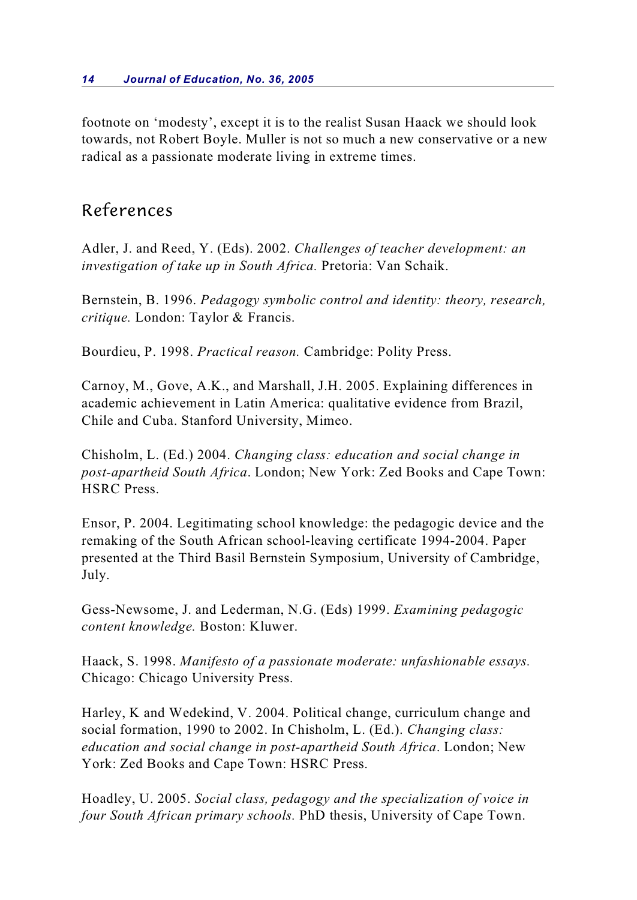footnote on 'modesty', except it is to the realist Susan Haack we should look towards, not Robert Boyle. Muller is not so much a new conservative or a new radical as a passionate moderate living in extreme times.

## References

Adler, J. and Reed, Y. (Eds). 2002. *Challenges of teacher development: an investigation of take up in South Africa.* Pretoria: Van Schaik.

Bernstein, B. 1996. *Pedagogy symbolic control and identity: theory, research, critique.* London: Taylor & Francis.

Bourdieu, P. 1998. *Practical reason.* Cambridge: Polity Press.

Carnoy, M., Gove, A.K., and Marshall, J.H. 2005. Explaining differences in academic achievement in Latin America: qualitative evidence from Brazil, Chile and Cuba. Stanford University, Mimeo.

Chisholm, L. (Ed.) 2004. *Changing class: education and social change in post-apartheid South Africa*. London; New York: Zed Books and Cape Town: HSRC Press.

Ensor, P. 2004. Legitimating school knowledge: the pedagogic device and the remaking of the South African school-leaving certificate 1994-2004. Paper presented at the Third Basil Bernstein Symposium, University of Cambridge, July.

Gess-Newsome, J. and Lederman, N.G. (Eds) 1999. *Examining pedagogic content knowledge.* Boston: Kluwer.

Haack, S. 1998. *Manifesto of a passionate moderate: unfashionable essays.* Chicago: Chicago University Press.

Harley, K and Wedekind, V. 2004. Political change, curriculum change and social formation, 1990 to 2002. In Chisholm, L. (Ed.). *Changing class: education and social change in post-apartheid South Africa*. London; New York: Zed Books and Cape Town: HSRC Press.

Hoadley, U. 2005. *Social class, pedagogy and the specialization of voice in four South African primary schools.* PhD thesis, University of Cape Town.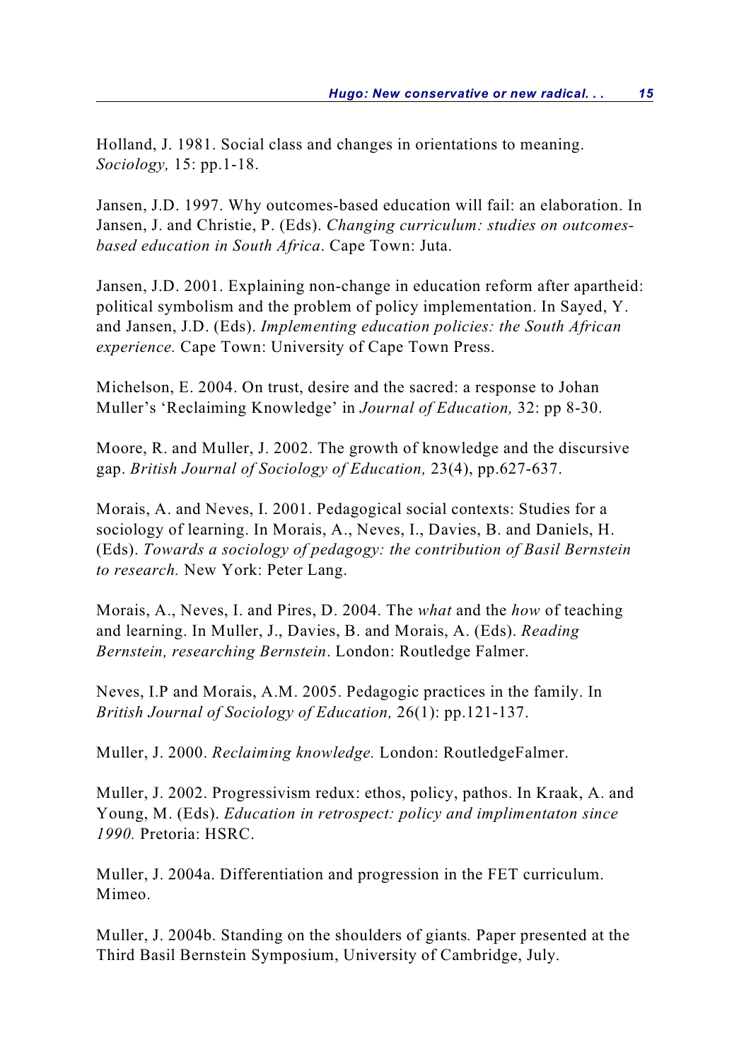Holland, J. 1981. Social class and changes in orientations to meaning. *Sociology,* 15: pp.1-18.

Jansen, J.D. 1997. Why outcomes-based education will fail: an elaboration. In Jansen, J. and Christie, P. (Eds). *Changing curriculum: studies on outcomes-based education in South Africa*. Cape Town: Juta.

Jansen, J.D. 2001. Explaining non-change in education reform after apartheid: political symbolism and the problem of policy implementation. In Sayed, Y. and Jansen, J.D. (Eds). *Implementing education policies: the South African experience.* Cape Town: University of Cape Town Press.

Michelson, E. 2004. On trust, desire and the sacred: a response to Johan Muller's 'Reclaiming Knowledge' in *Journal of Education,* 32: pp 8-30.

Moore, R. and Muller, J. 2002. The growth of knowledge and the discursive gap. *British Journal of Sociology of Education,* 23(4), pp.627-637.

Morais, A. and Neves, I. 2001. Pedagogical social contexts: Studies for a sociology of learning. In Morais, A., Neves, I., Davies, B. and Daniels, H. (Eds). *Towards a sociology of pedagogy: the contribution of Basil Bernstein to research.* New York: Peter Lang.

Morais, A., Neves, I. and Pires, D. 2004. The *what* and the *how* of teaching and learning. In Muller, J., Davies, B. and Morais, A. (Eds). *Reading Bernstein, researching Bernstein*. London: Routledge Falmer.

Neves, I.P and Morais, A.M. 2005. Pedagogic practices in the family. In *British Journal of Sociology of Education,* 26(1): pp.121-137.

Muller, J. 2000. *Reclaiming knowledge.* London: RoutledgeFalmer.

Muller, J. 2002. Progressivism redux: ethos, policy, pathos. In Kraak, A. and Young, M. (Eds). *Education in retrospect: policy and implimentaton since 1990.* Pretoria: HSRC.

Muller, J. 2004a. Differentiation and progression in the FET curriculum. Mimeo.

Muller, J. 2004b. Standing on the shoulders of giants*.* Paper presented at the Third Basil Bernstein Symposium, University of Cambridge, July.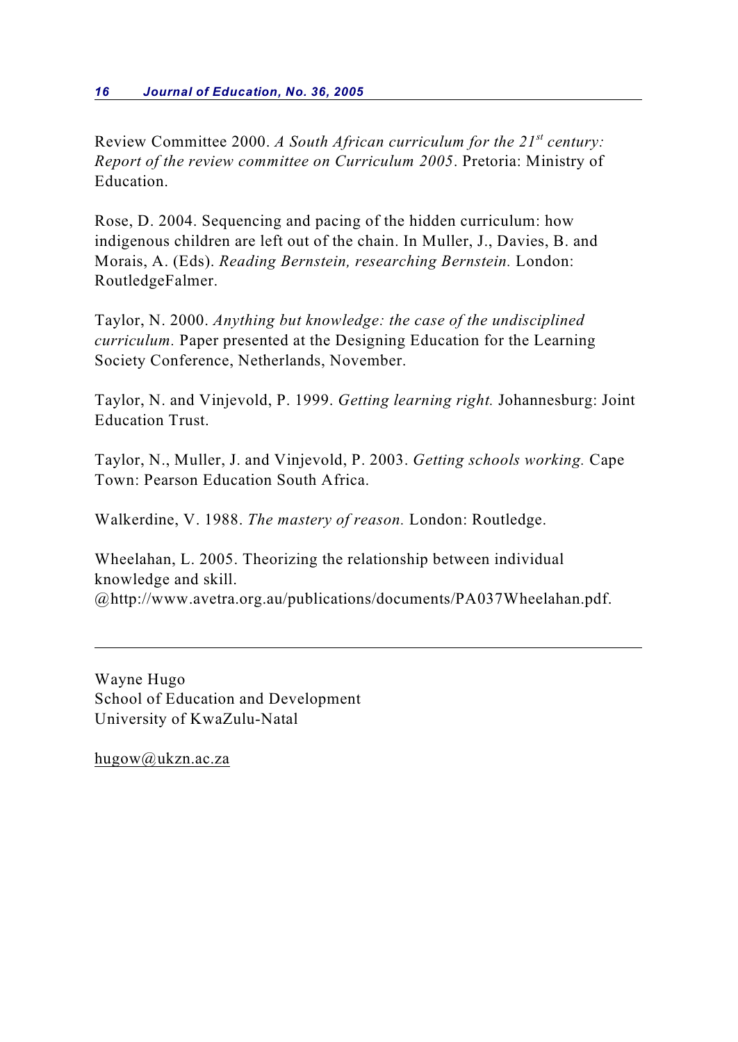Review Committee 2000. *A South African curriculum for the 21st century: Report of the review committee on Curriculum 2005*. Pretoria: Ministry of Education.

Rose, D. 2004. Sequencing and pacing of the hidden curriculum: how indigenous children are left out of the chain. In Muller, J., Davies, B. and Morais, A. (Eds). *Reading Bernstein, researching Bernstein.* London: RoutledgeFalmer.

Taylor, N. 2000. *Anything but knowledge: the case of the undisciplined curriculum.* Paper presented at the Designing Education for the Learning Society Conference, Netherlands, November.

Taylor, N. and Vinjevold, P. 1999. *Getting learning right.* Johannesburg: Joint Education Trust.

Taylor, N., Muller, J. and Vinjevold, P. 2003. *Getting schools working.* Cape Town: Pearson Education South Africa.

Walkerdine, V. 1988. *The mastery of reason.* London: Routledge.

Wheelahan, L. 2005. Theorizing the relationship between individual knowledge and skill. @http://www.avetra.org.au/publications/documents/PA037Wheelahan.pdf.

---

Wayne Hugo
School of Education and Development
University of KwaZulu-Natal

hugow@ukzn.ac.za